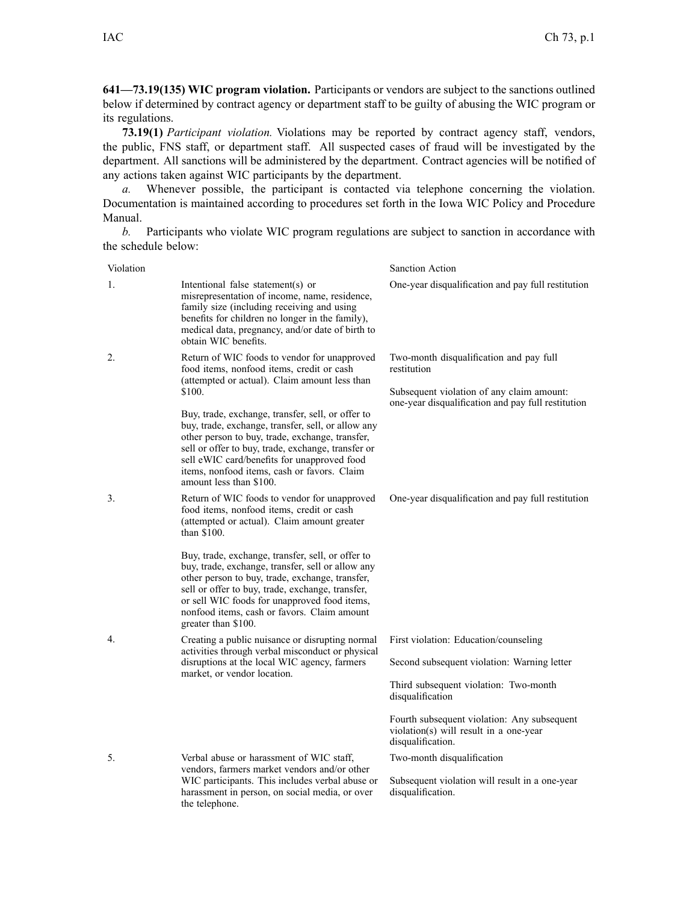**641—73.19(135) WIC program violation.** Participants or vendors are subject to the sanctions outlined below if determined by contract agency or department staff to be guilty of abusing the WIC program or its regulations.

**73.19(1)** *Participant violation.* Violations may be reported by contract agency staff, vendors, the public, FNS staff, or department staff. All suspected cases of fraud will be investigated by the department. All sanctions will be administered by the department. Contract agencies will be notified of any actions taken against WIC participants by the department.

*a.* Whenever possible, the participant is contacted via telephone concerning the violation. Documentation is maintained according to procedures set forth in the Iowa WIC Policy and Procedure Manual.

*b.* Participants who violate WIC program regulations are subject to sanction in accordance with the schedule below:

| Violation | | Sanction Action |
|---|---|---|
| 1. | Intentional false statement(s) or misrepresentation of income, name, residence, family size (including receiving and using benefits for children no longer in the family), medical data, pregnancy, and/or date of birth to obtain WIC benefits. | One-year disqualification and pay full restitution |
| 2. | Return of WIC foods to vendor for unapproved food items, nonfood items, credit or cash (attempted or actual). Claim amount less than $100.<br><br>Buy, trade, exchange, transfer, sell, or offer to buy, trade, exchange, transfer, sell, or allow any other person to buy, trade, exchange, transfer, sell or offer to buy, trade, exchange, transfer or sell eWIC card/benefits for unapproved food items, nonfood items, cash or favors. Claim amount less than $100. | Two-month disqualification and pay full restitution<br><br>Subsequent violation of any claim amount: one-year disqualification and pay full restitution |
| 3. | Return of WIC foods to vendor for unapproved food items, nonfood items, credit or cash (attempted or actual). Claim amount greater than $100.<br><br>Buy, trade, exchange, transfer, sell, or offer to buy, trade, exchange, transfer, sell or allow any other person to buy, trade, exchange, transfer, sell or offer to buy, trade, exchange, transfer, or sell WIC foods for unapproved food items, nonfood items, cash or favors. Claim amount greater than $100. | One-year disqualification and pay full restitution |
| 4. | Creating a public nuisance or disrupting normal activities through verbal misconduct or physical disruptions at the local WIC agency, farmers market, or vendor location. | First violation: Education/counseling<br><br>Second subsequent violation: Warning letter<br><br>Third subsequent violation: Two-month disqualification<br><br>Fourth subsequent violation: Any subsequent violation(s) will result in a one-year disqualification. |
| 5. | Verbal abuse or harassment of WIC staff, vendors, farmers market vendors and/or other WIC participants. This includes verbal abuse or harassment in person, on social media, or over the telephone. | Two-month disqualification<br><br>Subsequent violation will result in a one-year disqualification. |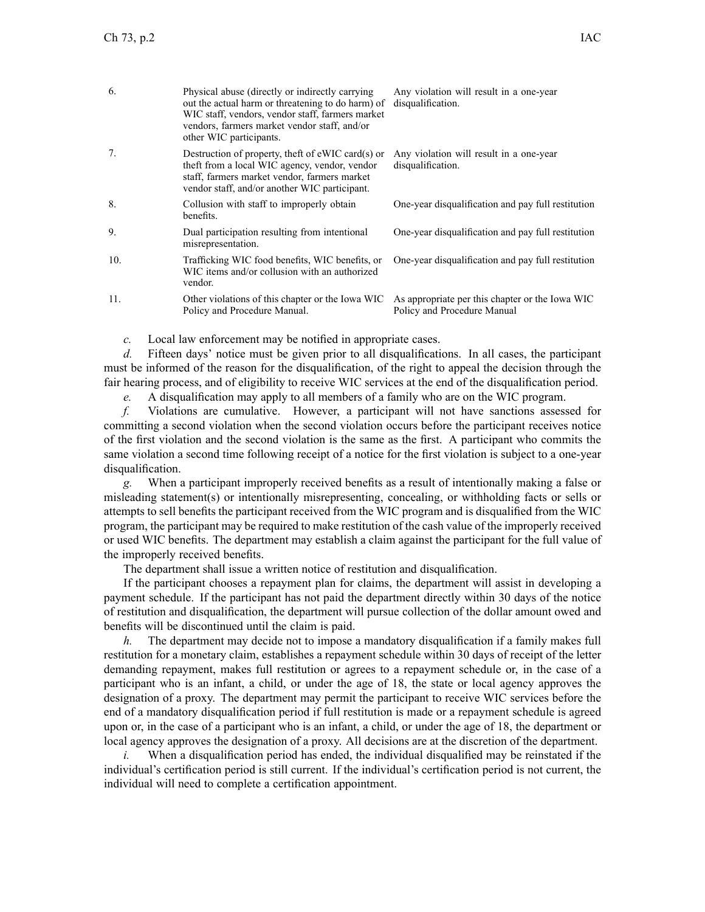| | | |
|---|---|---|
| 6. | Physical abuse (directly or indirectly carrying out the actual harm or threatening to do harm) of WIC staff, vendors, vendor staff, farmers market vendors, farmers market vendor staff, and/or other WIC participants. | Any violation will result in a one-year disqualification. |
| 7. | Destruction of property, theft of eWIC card(s) or theft from a local WIC agency, vendor, vendor staff, farmers market vendor, farmers market vendor staff, and/or another WIC participant. | Any violation will result in a one-year disqualification. |
| 8. | Collusion with staff to improperly obtain benefits. | One-year disqualification and pay full restitution |
| 9. | Dual participation resulting from intentional misrepresentation. | One-year disqualification and pay full restitution |
| 10. | Trafficking WIC food benefits, WIC benefits, or WIC items and/or collusion with an authorized vendor. | One-year disqualification and pay full restitution |
| 11. | Other violations of this chapter or the Iowa WIC Policy and Procedure Manual. | As appropriate per this chapter or the Iowa WIC Policy and Procedure Manual |

*c.* Local law enforcement may be notified in appropriate cases.

*d.* Fifteen days' notice must be given prior to all disqualifications. In all cases, the participant must be informed of the reason for the disqualification, of the right to appeal the decision through the fair hearing process, and of eligibility to receive WIC services at the end of the disqualification period.

*e.* A disqualification may apply to all members of a family who are on the WIC program.

*f.* Violations are cumulative. However, a participant will not have sanctions assessed for committing a second violation when the second violation occurs before the participant receives notice of the first violation and the second violation is the same as the first. A participant who commits the same violation a second time following receipt of a notice for the first violation is subject to a one-year disqualification.

*g.* When a participant improperly received benefits as a result of intentionally making a false or misleading statement(s) or intentionally misrepresenting, concealing, or withholding facts or sells or attempts to sell benefits the participant received from the WIC program and is disqualified from the WIC program, the participant may be required to make restitution of the cash value of the improperly received or used WIC benefits. The department may establish a claim against the participant for the full value of the improperly received benefits.

The department shall issue a written notice of restitution and disqualification.

If the participant chooses a repayment plan for claims, the department will assist in developing a payment schedule. If the participant has not paid the department directly within 30 days of the notice of restitution and disqualification, the department will pursue collection of the dollar amount owed and benefits will be discontinued until the claim is paid.

*h.* The department may decide not to impose a mandatory disqualification if a family makes full restitution for a monetary claim, establishes a repayment schedule within 30 days of receipt of the letter demanding repayment, makes full restitution or agrees to a repayment schedule or, in the case of a participant who is an infant, a child, or under the age of 18, the state or local agency approves the designation of a proxy. The department may permit the participant to receive WIC services before the end of a mandatory disqualification period if full restitution is made or a repayment schedule is agreed upon or, in the case of a participant who is an infant, a child, or under the age of 18, the department or local agency approves the designation of a proxy. All decisions are at the discretion of the department.

*i.* When a disqualification period has ended, the individual disqualified may be reinstated if the individual's certification period is still current. If the individual's certification period is not current, the individual will need to complete a certification appointment.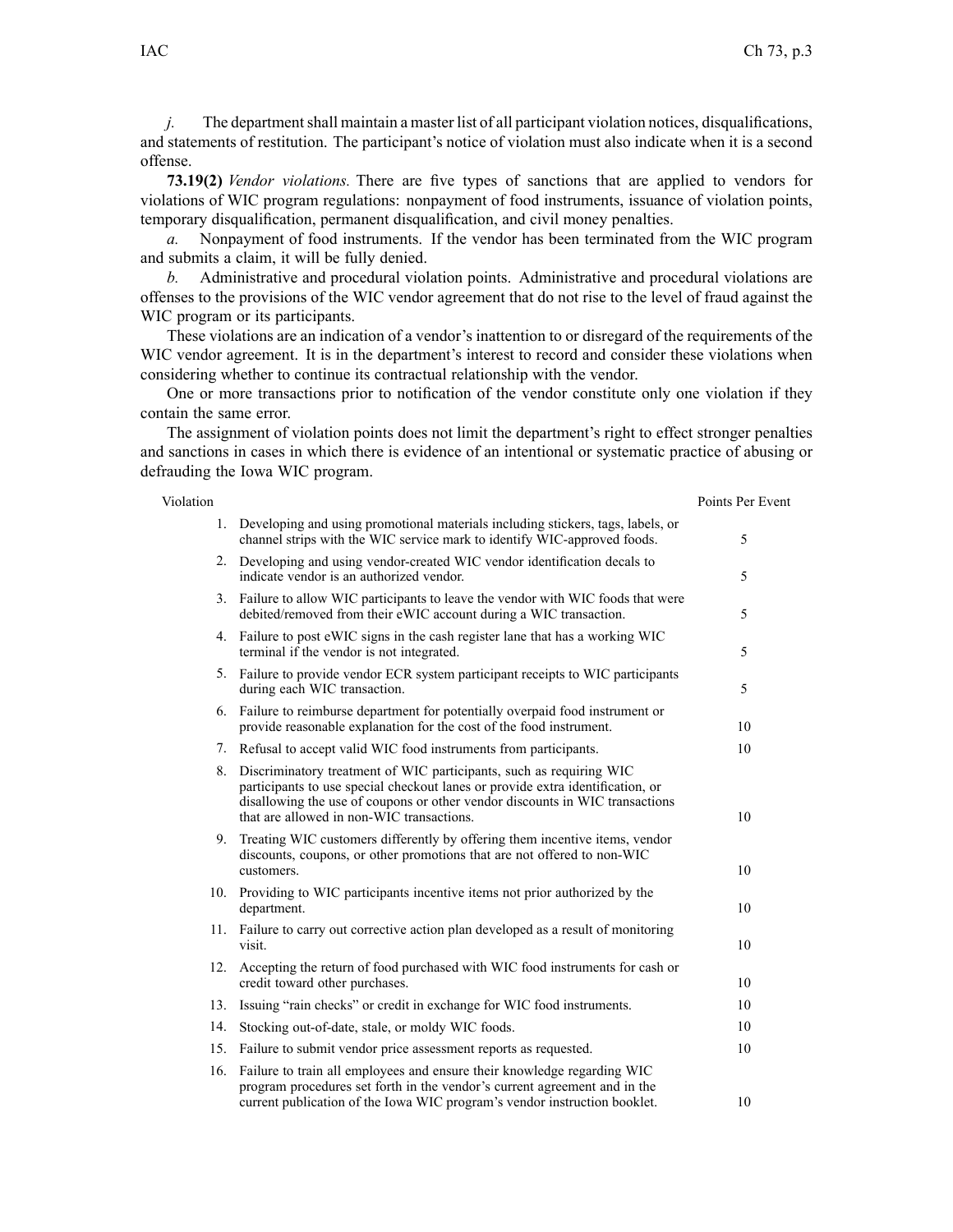*j.* The department shall maintain a master list of all participant violation notices, disqualifications, and statements of restitution. The participant's notice of violation must also indicate when it is a second offense.

**73.19(2)** *Vendor violations.* There are five types of sanctions that are applied to vendors for violations of WIC program regulations: nonpayment of food instruments, issuance of violation points, temporary disqualification, permanent disqualification, and civil money penalties.

*a.* Nonpayment of food instruments. If the vendor has been terminated from the WIC program and submits a claim, it will be fully denied.

*b.* Administrative and procedural violation points. Administrative and procedural violations are offenses to the provisions of the WIC vendor agreement that do not rise to the level of fraud against the WIC program or its participants.

These violations are an indication of a vendor's inattention to or disregard of the requirements of the WIC vendor agreement. It is in the department's interest to record and consider these violations when considering whether to continue its contractual relationship with the vendor.

One or more transactions prior to notification of the vendor constitute only one violation if they contain the same error.

The assignment of violation points does not limit the department's right to effect stronger penalties and sanctions in cases in which there is evidence of an intentional or systematic practice of abusing or defrauding the Iowa WIC program.

| Violation | | Points Per Event |
|---|---|---|
| 1. | Developing and using promotional materials including stickers, tags, labels, or channel strips with the WIC service mark to identify WIC-approved foods. | 5 |
| 2. | Developing and using vendor-created WIC vendor identification decals to indicate vendor is an authorized vendor. | 5 |
| 3. | Failure to allow WIC participants to leave the vendor with WIC foods that were debited/removed from their eWIC account during a WIC transaction. | 5 |
| 4. | Failure to post eWIC signs in the cash register lane that has a working WIC terminal if the vendor is not integrated. | 5 |
| 5. | Failure to provide vendor ECR system participant receipts to WIC participants during each WIC transaction. | 5 |
| 6. | Failure to reimburse department for potentially overpaid food instrument or provide reasonable explanation for the cost of the food instrument. | 10 |
| 7. | Refusal to accept valid WIC food instruments from participants. | 10 |
| 8. | Discriminatory treatment of WIC participants, such as requiring WIC participants to use special checkout lanes or provide extra identification, or disallowing the use of coupons or other vendor discounts in WIC transactions that are allowed in non-WIC transactions. | 10 |
| 9. | Treating WIC customers differently by offering them incentive items, vendor discounts, coupons, or other promotions that are not offered to non-WIC customers. | 10 |
| 10. | Providing to WIC participants incentive items not prior authorized by the department. | 10 |
| 11. | Failure to carry out corrective action plan developed as a result of monitoring visit. | 10 |
| 12. | Accepting the return of food purchased with WIC food instruments for cash or credit toward other purchases. | 10 |
| 13. | Issuing "rain checks" or credit in exchange for WIC food instruments. | 10 |
| 14. | Stocking out-of-date, stale, or moldy WIC foods. | 10 |
| 15. | Failure to submit vendor price assessment reports as requested. | 10 |
| 16. | Failure to train all employees and ensure their knowledge regarding WIC program procedures set forth in the vendor's current agreement and in the current publication of the Iowa WIC program's vendor instruction booklet. | 10 |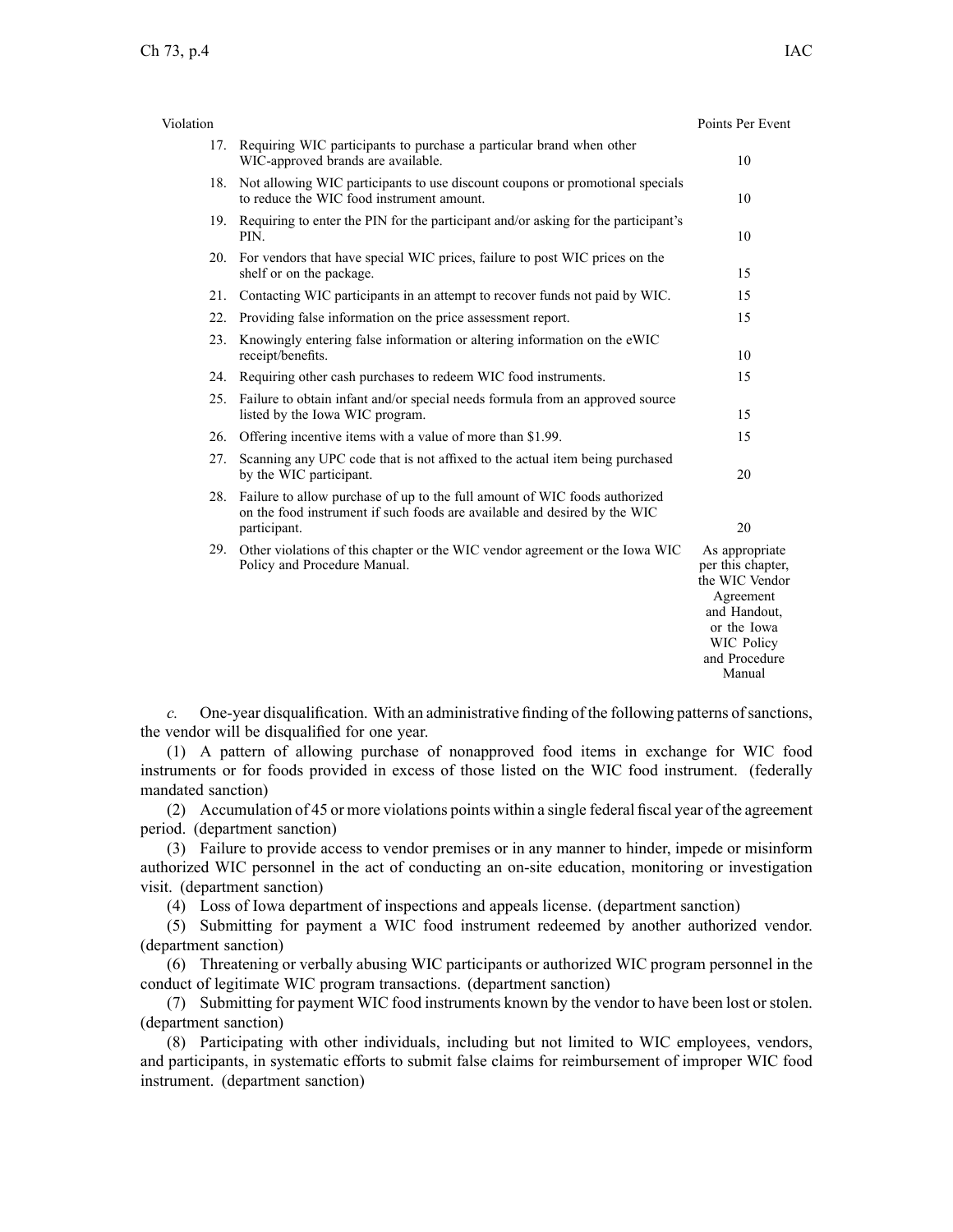| Violation | | Points Per Event |
|---|---|---|
| 17. | Requiring WIC participants to purchase a particular brand when other WIC-approved brands are available. | 10 |
| 18. | Not allowing WIC participants to use discount coupons or promotional specials to reduce the WIC food instrument amount. | 10 |
| 19. | Requiring to enter the PIN for the participant and/or asking for the participant's PIN. | 10 |
| 20. | For vendors that have special WIC prices, failure to post WIC prices on the shelf or on the package. | 15 |
| 21. | Contacting WIC participants in an attempt to recover funds not paid by WIC. | 15 |
| 22. | Providing false information on the price assessment report. | 15 |
| 23. | Knowingly entering false information or altering information on the eWIC receipt/benefits. | 10 |
| 24. | Requiring other cash purchases to redeem WIC food instruments. | 15 |
| 25. | Failure to obtain infant and/or special needs formula from an approved source listed by the Iowa WIC program. | 15 |
| 26. | Offering incentive items with a value of more than $1.99. | 15 |
| 27. | Scanning any UPC code that is not affixed to the actual item being purchased by the WIC participant. | 20 |
| 28. | Failure to allow purchase of up to the full amount of WIC foods authorized on the food instrument if such foods are available and desired by the WIC participant. | 20 |
| 29. | Other violations of this chapter or the WIC vendor agreement or the Iowa WIC Policy and Procedure Manual. | As appropriate per this chapter, the WIC Vendor Agreement and Handout, or the Iowa WIC Policy and Procedure Manual |

*c.* One-year disqualification. With an administrative finding of the following patterns of sanctions, the vendor will be disqualified for one year.

(1) A pattern of allowing purchase of nonapproved food items in exchange for WIC food instruments or for foods provided in excess of those listed on the WIC food instrument. (federally mandated sanction)

(2) Accumulation of 45 or more violations points within a single federal fiscal year of the agreement period. (department sanction)

(3) Failure to provide access to vendor premises or in any manner to hinder, impede or misinform authorized WIC personnel in the act of conducting an on-site education, monitoring or investigation visit. (department sanction)

(4) Loss of Iowa department of inspections and appeals license. (department sanction)

(5) Submitting for payment a WIC food instrument redeemed by another authorized vendor. (department sanction)

(6) Threatening or verbally abusing WIC participants or authorized WIC program personnel in the conduct of legitimate WIC program transactions. (department sanction)

(7) Submitting for payment WIC food instruments known by the vendor to have been lost or stolen. (department sanction)

(8) Participating with other individuals, including but not limited to WIC employees, vendors, and participants, in systematic efforts to submit false claims for reimbursement of improper WIC food instrument. (department sanction)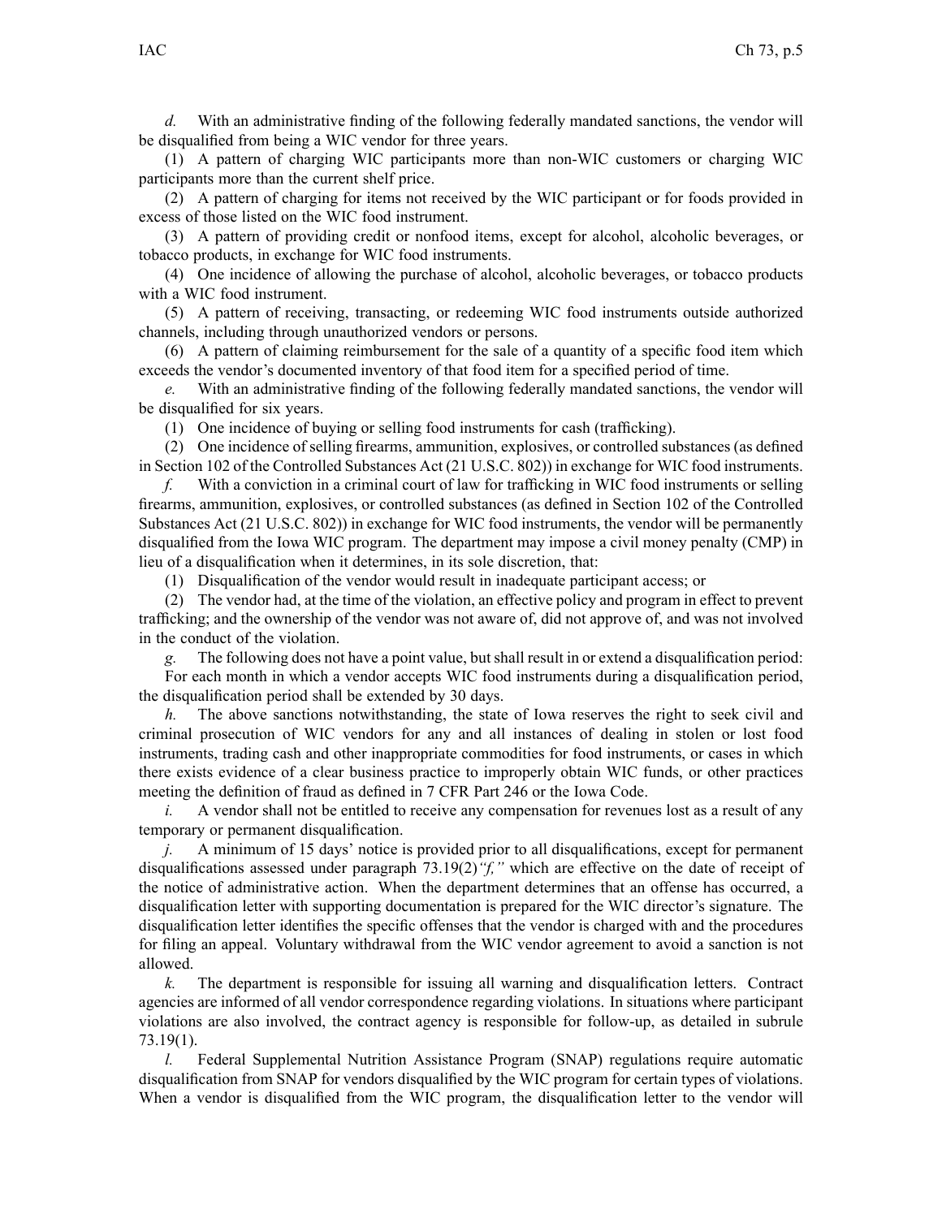*d.* With an administrative finding of the following federally mandated sanctions, the vendor will be disqualified from being a WIC vendor for three years.

(1) A pattern of charging WIC participants more than non-WIC customers or charging WIC participants more than the current shelf price.

(2) A pattern of charging for items not received by the WIC participant or for foods provided in excess of those listed on the WIC food instrument.

(3) A pattern of providing credit or nonfood items, except for alcohol, alcoholic beverages, or tobacco products, in exchange for WIC food instruments.

(4) One incidence of allowing the purchase of alcohol, alcoholic beverages, or tobacco products with a WIC food instrument.

(5) A pattern of receiving, transacting, or redeeming WIC food instruments outside authorized channels, including through unauthorized vendors or persons.

(6) A pattern of claiming reimbursement for the sale of a quantity of a specific food item which exceeds the vendor's documented inventory of that food item for a specified period of time.

*e.* With an administrative finding of the following federally mandated sanctions, the vendor will be disqualified for six years.

(1) One incidence of buying or selling food instruments for cash (trafficking).

(2) One incidence of selling firearms, ammunition, explosives, or controlled substances (as defined in Section 102 of the Controlled Substances Act (21 U.S.C. 802)) in exchange for WIC food instruments.

*f.* With a conviction in a criminal court of law for trafficking in WIC food instruments or selling firearms, ammunition, explosives, or controlled substances (as defined in Section 102 of the Controlled Substances Act (21 U.S.C. 802)) in exchange for WIC food instruments, the vendor will be permanently disqualified from the Iowa WIC program. The department may impose a civil money penalty (CMP) in lieu of a disqualification when it determines, in its sole discretion, that:

(1) Disqualification of the vendor would result in inadequate participant access; or

(2) The vendor had, at the time of the violation, an effective policy and program in effect to prevent trafficking; and the ownership of the vendor was not aware of, did not approve of, and was not involved in the conduct of the violation.

*g.* The following does not have a point value, but shall result in or extend a disqualification period:

For each month in which a vendor accepts WIC food instruments during a disqualification period, the disqualification period shall be extended by 30 days.

*h.* The above sanctions notwithstanding, the state of Iowa reserves the right to seek civil and criminal prosecution of WIC vendors for any and all instances of dealing in stolen or lost food instruments, trading cash and other inappropriate commodities for food instruments, or cases in which there exists evidence of a clear business practice to improperly obtain WIC funds, or other practices meeting the definition of fraud as defined in 7 CFR Part 246 or the Iowa Code.

*i.* A vendor shall not be entitled to receive any compensation for revenues lost as a result of any temporary or permanent disqualification.

*j.* A minimum of 15 days' notice is provided prior to all disqualifications, except for permanent disqualifications assessed under paragraph 73.19(2)*"f,"* which are effective on the date of receipt of the notice of administrative action. When the department determines that an offense has occurred, a disqualification letter with supporting documentation is prepared for the WIC director's signature. The disqualification letter identifies the specific offenses that the vendor is charged with and the procedures for filing an appeal. Voluntary withdrawal from the WIC vendor agreement to avoid a sanction is not allowed.

*k.* The department is responsible for issuing all warning and disqualification letters. Contract agencies are informed of all vendor correspondence regarding violations. In situations where participant violations are also involved, the contract agency is responsible for follow-up, as detailed in subrule 73.19(1).

*l.* Federal Supplemental Nutrition Assistance Program (SNAP) regulations require automatic disqualification from SNAP for vendors disqualified by the WIC program for certain types of violations. When a vendor is disqualified from the WIC program, the disqualification letter to the vendor will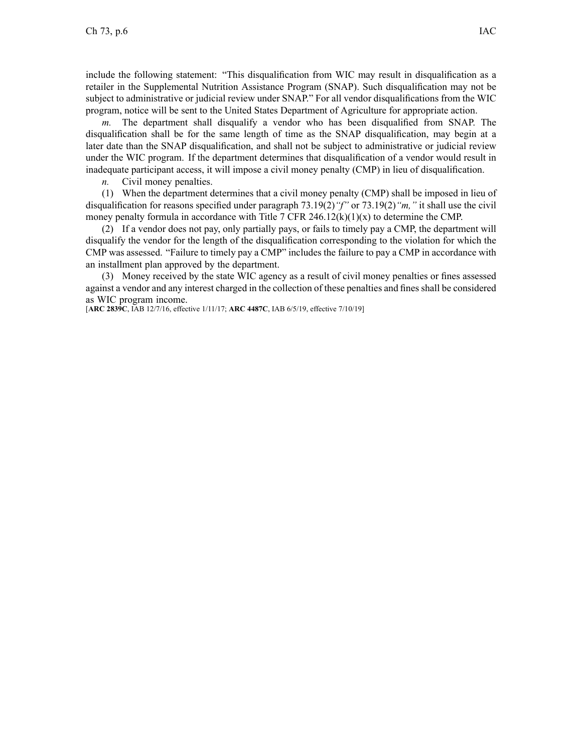include the following statement: "This disqualification from WIC may result in disqualification as a retailer in the Supplemental Nutrition Assistance Program (SNAP). Such disqualification may not be subject to administrative or judicial review under SNAP." For all vendor disqualifications from the WIC program, notice will be sent to the United States Department of Agriculture for appropriate action.

*m.* The department shall disqualify a vendor who has been disqualified from SNAP. The disqualification shall be for the same length of time as the SNAP disqualification, may begin at a later date than the SNAP disqualification, and shall not be subject to administrative or judicial review under the WIC program. If the department determines that disqualification of a vendor would result in inadequate participant access, it will impose a civil money penalty (CMP) in lieu of disqualification.

*n.* Civil money penalties.

(1) When the department determines that a civil money penalty (CMP) shall be imposed in lieu of disqualification for reasons specified under paragraph 73.19(2)*"f"* or 73.19(2)*"m,"* it shall use the civil money penalty formula in accordance with Title 7 CFR 246.12(k)(1)(x) to determine the CMP.

(2) If a vendor does not pay, only partially pays, or fails to timely pay a CMP, the department will disqualify the vendor for the length of the disqualification corresponding to the violation for which the CMP was assessed. "Failure to timely pay a CMP" includes the failure to pay a CMP in accordance with an installment plan approved by the department.

(3) Money received by the state WIC agency as a result of civil money penalties or fines assessed against a vendor and any interest charged in the collection of these penalties and fines shall be considered as WIC program income.

[**ARC 2839C**, IAB 12/7/16, effective 1/11/17; **ARC 4487C**, IAB 6/5/19, effective 7/10/19]